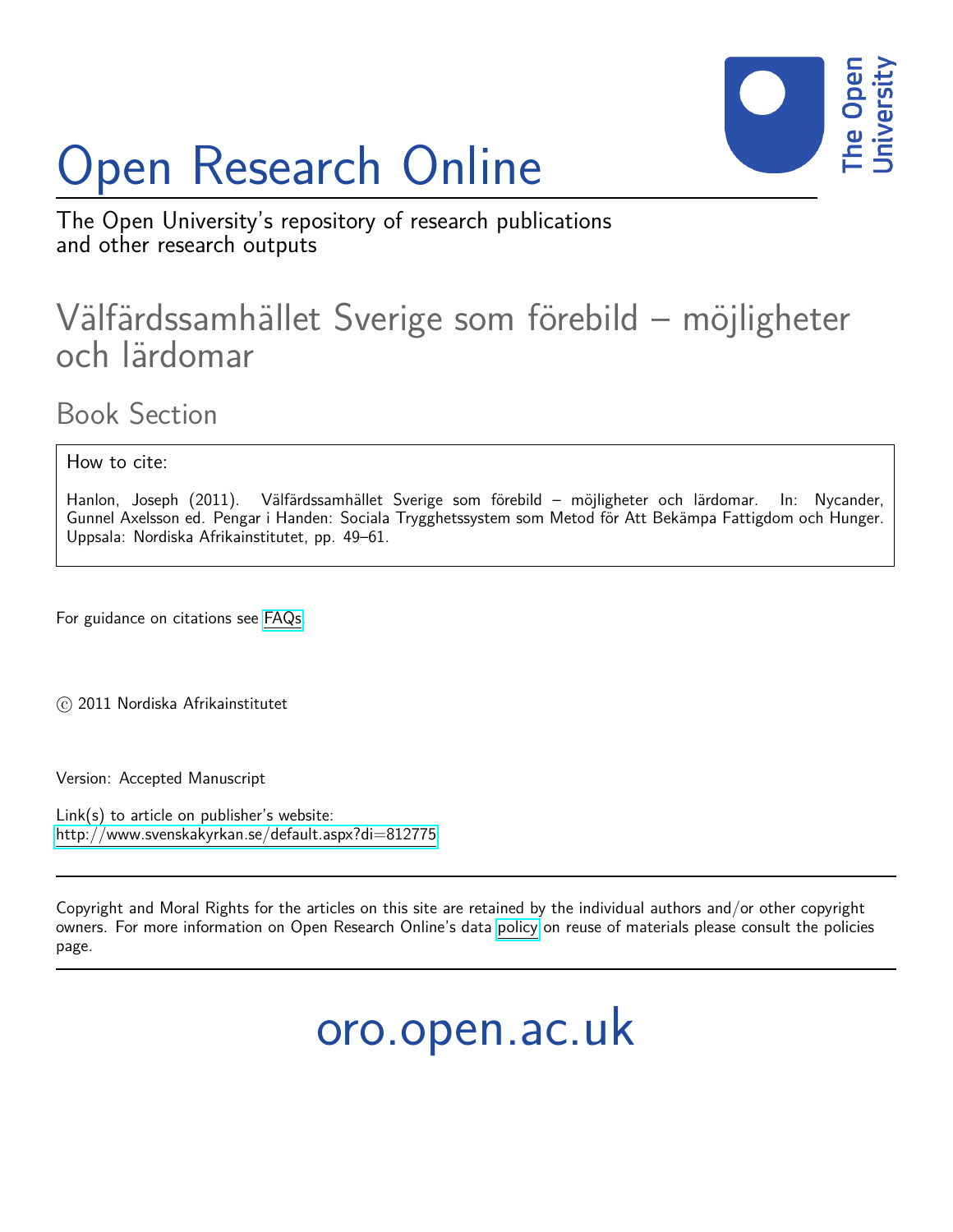# Open Research Online

The Open University's repository of research publications and other research outputs

## Välfärdssamhället Sverige som förebild – möjligheter och lärdomar

### Book Section

How to cite:

Hanlon, Joseph (2011). Välfärdssamhället Sverige som förebild – möjligheter och lärdomar. In: Nycander, Gunnel Axelsson ed. Pengar i Handen: Sociala Trygghetssystem som Metod för Att Bekämpa Fattigdom och Hunger. Uppsala: Nordiska Afrikainstitutet, pp. 49–61.

For guidance on citations see FAQs.

© 2011 Nordiska Afrikainstitutet

Version: Accepted Manuscript

Link(s) to article on publisher's website:
http://www.svenskakyrkan.se/default.aspx?di=812775

Copyright and Moral Rights for the articles on this site are retained by the individual authors and/or other copyright owners. For more information on Open Research Online's data policy on reuse of materials please consult the policies page.

oro.open.ac.uk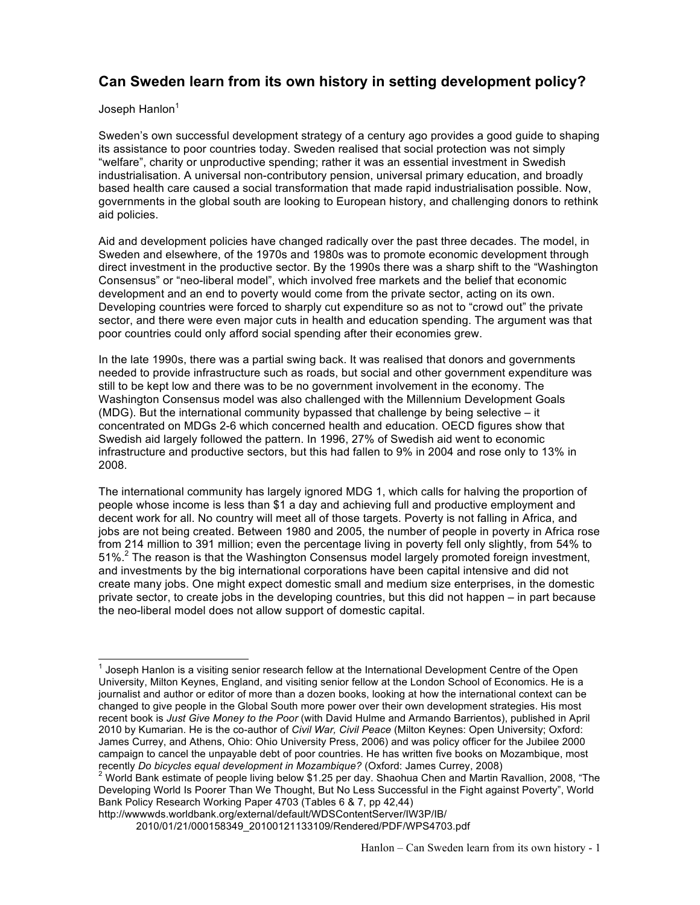## Can Sweden learn from its own history in setting development policy?

Joseph Hanlon[1]

Sweden's own successful development strategy of a century ago provides a good guide to shaping its assistance to poor countries today. Sweden realised that social protection was not simply "welfare", charity or unproductive spending; rather it was an essential investment in Swedish industrialisation. A universal non-contributory pension, universal primary education, and broadly based health care caused a social transformation that made rapid industrialisation possible. Now, governments in the global south are looking to European history, and challenging donors to rethink aid policies.

Aid and development policies have changed radically over the past three decades. The model, in Sweden and elsewhere, of the 1970s and 1980s was to promote economic development through direct investment in the productive sector. By the 1990s there was a sharp shift to the "Washington Consensus" or "neo-liberal model", which involved free markets and the belief that economic development and an end to poverty would come from the private sector, acting on its own. Developing countries were forced to sharply cut expenditure so as not to "crowd out" the private sector, and there were even major cuts in health and education spending. The argument was that poor countries could only afford social spending after their economies grew.

In the late 1990s, there was a partial swing back. It was realised that donors and governments needed to provide infrastructure such as roads, but social and other government expenditure was still to be kept low and there was to be no government involvement in the economy. The Washington Consensus model was also challenged with the Millennium Development Goals (MDG). But the international community bypassed that challenge by being selective – it concentrated on MDGs 2-6 which concerned health and education. OECD figures show that Swedish aid largely followed the pattern. In 1996, 27% of Swedish aid went to economic infrastructure and productive sectors, but this had fallen to 9% in 2004 and rose only to 13% in 2008.

The international community has largely ignored MDG 1, which calls for halving the proportion of people whose income is less than $1 a day and achieving full and productive employment and decent work for all. No country will meet all of those targets. Poverty is not falling in Africa, and jobs are not being created. Between 1980 and 2005, the number of people in poverty in Africa rose from 214 million to 391 million; even the percentage living in poverty fell only slightly, from 54% to 51%.[2] The reason is that the Washington Consensus model largely promoted foreign investment, and investments by the big international corporations have been capital intensive and did not create many jobs. One might expect domestic small and medium size enterprises, in the domestic private sector, to create jobs in the developing countries, but this did not happen – in part because the neo-liberal model does not allow support of domestic capital.

---

[1] Joseph Hanlon is a visiting senior research fellow at the International Development Centre of the Open University, Milton Keynes, England, and visiting senior fellow at the London School of Economics. He is a journalist and author or editor of more than a dozen books, looking at how the international context can be changed to give people in the Global South more power over their own development strategies. His most recent book is *Just Give Money to the Poor* (with David Hulme and Armando Barrientos), published in April 2010 by Kumarian. He is the co-author of *Civil War, Civil Peace* (Milton Keynes: Open University; Oxford: James Currey, and Athens, Ohio: Ohio University Press, 2006) and was policy officer for the Jubilee 2000 campaign to cancel the unpayable debt of poor countries. He has written five books on Mozambique, most recently *Do bicycles equal development in Mozambique?* (Oxford: James Currey, 2008)

[2] World Bank estimate of people living below $1.25 per day. Shaohua Chen and Martin Ravallion, 2008, "The Developing World Is Poorer Than We Thought, But No Less Successful in the Fight against Poverty", World Bank Policy Research Working Paper 4703 (Tables 6 & 7, pp 42,44) http://wwwwds.worldbank.org/external/default/WDSContentServer/IW3P/IB/2010/01/21/000158349_20100121133109/Rendered/PDF/WPS4703.pdf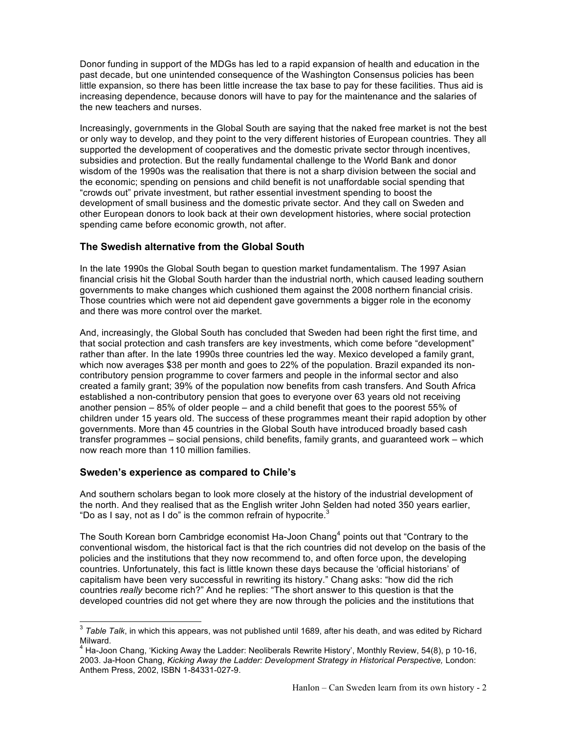Donor funding in support of the MDGs has led to a rapid expansion of health and education in the past decade, but one unintended consequence of the Washington Consensus policies has been little expansion, so there has been little increase the tax base to pay for these facilities. Thus aid is increasing dependence, because donors will have to pay for the maintenance and the salaries of the new teachers and nurses.

Increasingly, governments in the Global South are saying that the naked free market is not the best or only way to develop, and they point to the very different histories of European countries. They all supported the development of cooperatives and the domestic private sector through incentives, subsidies and protection. But the really fundamental challenge to the World Bank and donor wisdom of the 1990s was the realisation that there is not a sharp division between the social and the economic; spending on pensions and child benefit is not unaffordable social spending that "crowds out" private investment, but rather essential investment spending to boost the development of small business and the domestic private sector. And they call on Sweden and other European donors to look back at their own development histories, where social protection spending came before economic growth, not after.

### The Swedish alternative from the Global South

In the late 1990s the Global South began to question market fundamentalism. The 1997 Asian financial crisis hit the Global South harder than the industrial north, which caused leading southern governments to make changes which cushioned them against the 2008 northern financial crisis. Those countries which were not aid dependent gave governments a bigger role in the economy and there was more control over the market.

And, increasingly, the Global South has concluded that Sweden had been right the first time, and that social protection and cash transfers are key investments, which come before "development" rather than after. In the late 1990s three countries led the way. Mexico developed a family grant, which now averages $38 per month and goes to 22% of the population. Brazil expanded its non-contributory pension programme to cover farmers and people in the informal sector and also created a family grant; 39% of the population now benefits from cash transfers. And South Africa established a non-contributory pension that goes to everyone over 63 years old not receiving another pension – 85% of older people – and a child benefit that goes to the poorest 55% of children under 15 years old. The success of these programmes meant their rapid adoption by other governments. More than 45 countries in the Global South have introduced broadly based cash transfer programmes – social pensions, child benefits, family grants, and guaranteed work – which now reach more than 110 million families.

### Sweden's experience as compared to Chile's

And southern scholars began to look more closely at the history of the industrial development of the north. And they realised that as the English writer John Selden had noted 350 years earlier, "Do as I say, not as I do" is the common refrain of hypocrite.[3]

The South Korean born Cambridge economist Ha-Joon Chang[4] points out that "Contrary to the conventional wisdom, the historical fact is that the rich countries did not develop on the basis of the policies and the institutions that they now recommend to, and often force upon, the developing countries. Unfortunately, this fact is little known these days because the 'official historians' of capitalism have been very successful in rewriting its history." Chang asks: "how did the rich countries *really* become rich?" And he replies: "The short answer to this question is that the developed countries did not get where they are now through the policies and the institutions that

---

[3] *Table Talk*, in which this appears, was not published until 1689, after his death, and was edited by Richard Milward.

[4] Ha-Joon Chang, 'Kicking Away the Ladder: Neoliberals Rewrite History', Monthly Review, 54(8), p 10-16, 2003. Ja-Hoon Chang, *Kicking Away the Ladder: Development Strategy in Historical Perspective,* London: Anthem Press, 2002, ISBN 1-84331-027-9.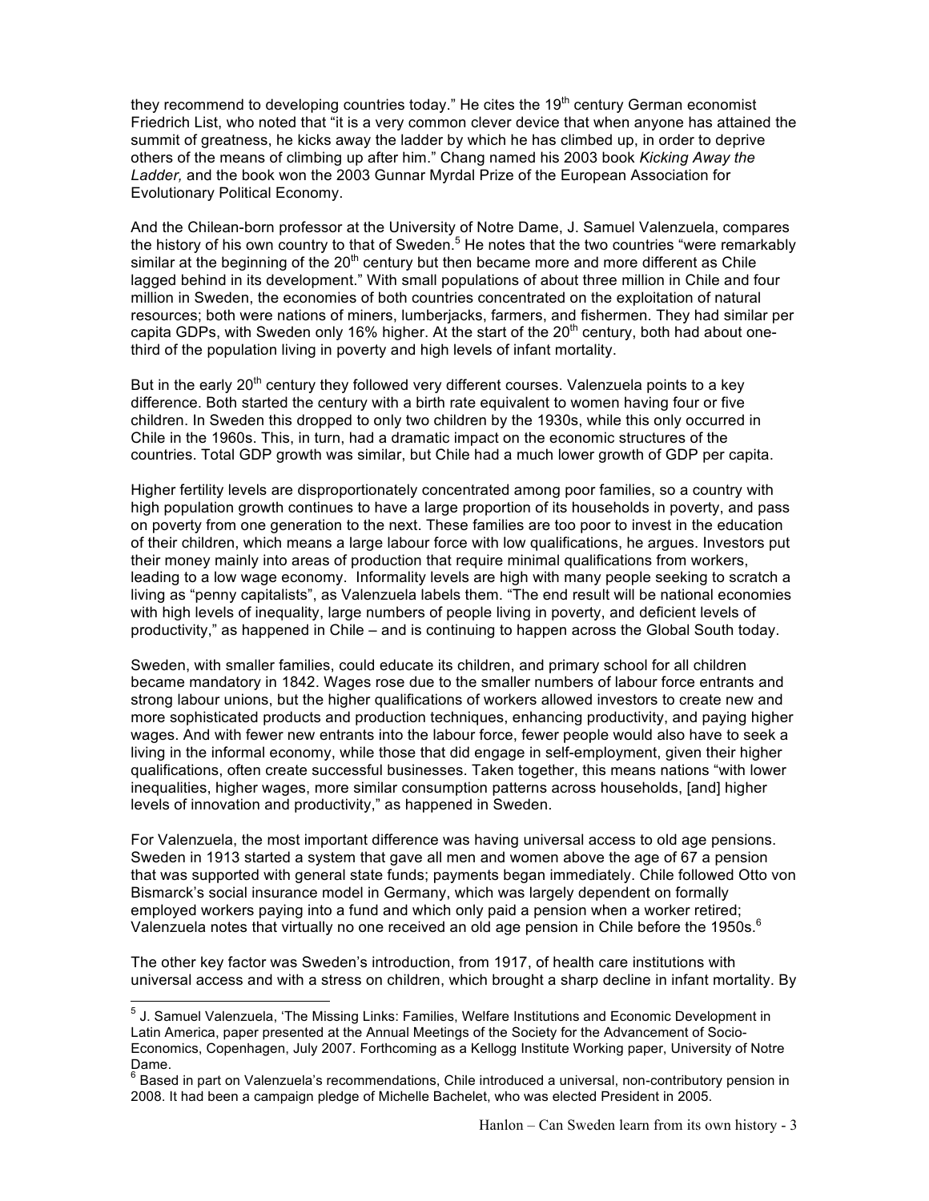they recommend to developing countries today." He cites the 19th century German economist Friedrich List, who noted that "it is a very common clever device that when anyone has attained the summit of greatness, he kicks away the ladder by which he has climbed up, in order to deprive others of the means of climbing up after him." Chang named his 2003 book *Kicking Away the Ladder,* and the book won the 2003 Gunnar Myrdal Prize of the European Association for Evolutionary Political Economy.

And the Chilean-born professor at the University of Notre Dame, J. Samuel Valenzuela, compares the history of his own country to that of Sweden.[5] He notes that the two countries "were remarkably similar at the beginning of the 20th century but then became more and more different as Chile lagged behind in its development." With small populations of about three million in Chile and four million in Sweden, the economies of both countries concentrated on the exploitation of natural resources; both were nations of miners, lumberjacks, farmers, and fishermen. They had similar per capita GDPs, with Sweden only 16% higher. At the start of the 20th century, both had about one-third of the population living in poverty and high levels of infant mortality.

But in the early 20th century they followed very different courses. Valenzuela points to a key difference. Both started the century with a birth rate equivalent to women having four or five children. In Sweden this dropped to only two children by the 1930s, while this only occurred in Chile in the 1960s. This, in turn, had a dramatic impact on the economic structures of the countries. Total GDP growth was similar, but Chile had a much lower growth of GDP per capita.

Higher fertility levels are disproportionately concentrated among poor families, so a country with high population growth continues to have a large proportion of its households in poverty, and pass on poverty from one generation to the next. These families are too poor to invest in the education of their children, which means a large labour force with low qualifications, he argues. Investors put their money mainly into areas of production that require minimal qualifications from workers, leading to a low wage economy. Informality levels are high with many people seeking to scratch a living as "penny capitalists", as Valenzuela labels them. "The end result will be national economies with high levels of inequality, large numbers of people living in poverty, and deficient levels of productivity," as happened in Chile – and is continuing to happen across the Global South today.

Sweden, with smaller families, could educate its children, and primary school for all children became mandatory in 1842. Wages rose due to the smaller numbers of labour force entrants and strong labour unions, but the higher qualifications of workers allowed investors to create new and more sophisticated products and production techniques, enhancing productivity, and paying higher wages. And with fewer new entrants into the labour force, fewer people would also have to seek a living in the informal economy, while those that did engage in self-employment, given their higher qualifications, often create successful businesses. Taken together, this means nations "with lower inequalities, higher wages, more similar consumption patterns across households, [and] higher levels of innovation and productivity," as happened in Sweden.

For Valenzuela, the most important difference was having universal access to old age pensions. Sweden in 1913 started a system that gave all men and women above the age of 67 a pension that was supported with general state funds; payments began immediately. Chile followed Otto von Bismarck's social insurance model in Germany, which was largely dependent on formally employed workers paying into a fund and which only paid a pension when a worker retired; Valenzuela notes that virtually no one received an old age pension in Chile before the 1950s.[6]

The other key factor was Sweden's introduction, from 1917, of health care institutions with universal access and with a stress on children, which brought a sharp decline in infant mortality. By

---

[5] J. Samuel Valenzuela, 'The Missing Links: Families, Welfare Institutions and Economic Development in Latin America, paper presented at the Annual Meetings of the Society for the Advancement of Socio-Economics, Copenhagen, July 2007. Forthcoming as a Kellogg Institute Working paper, University of Notre Dame.

[6] Based in part on Valenzuela's recommendations, Chile introduced a universal, non-contributory pension in 2008. It had been a campaign pledge of Michelle Bachelet, who was elected President in 2005.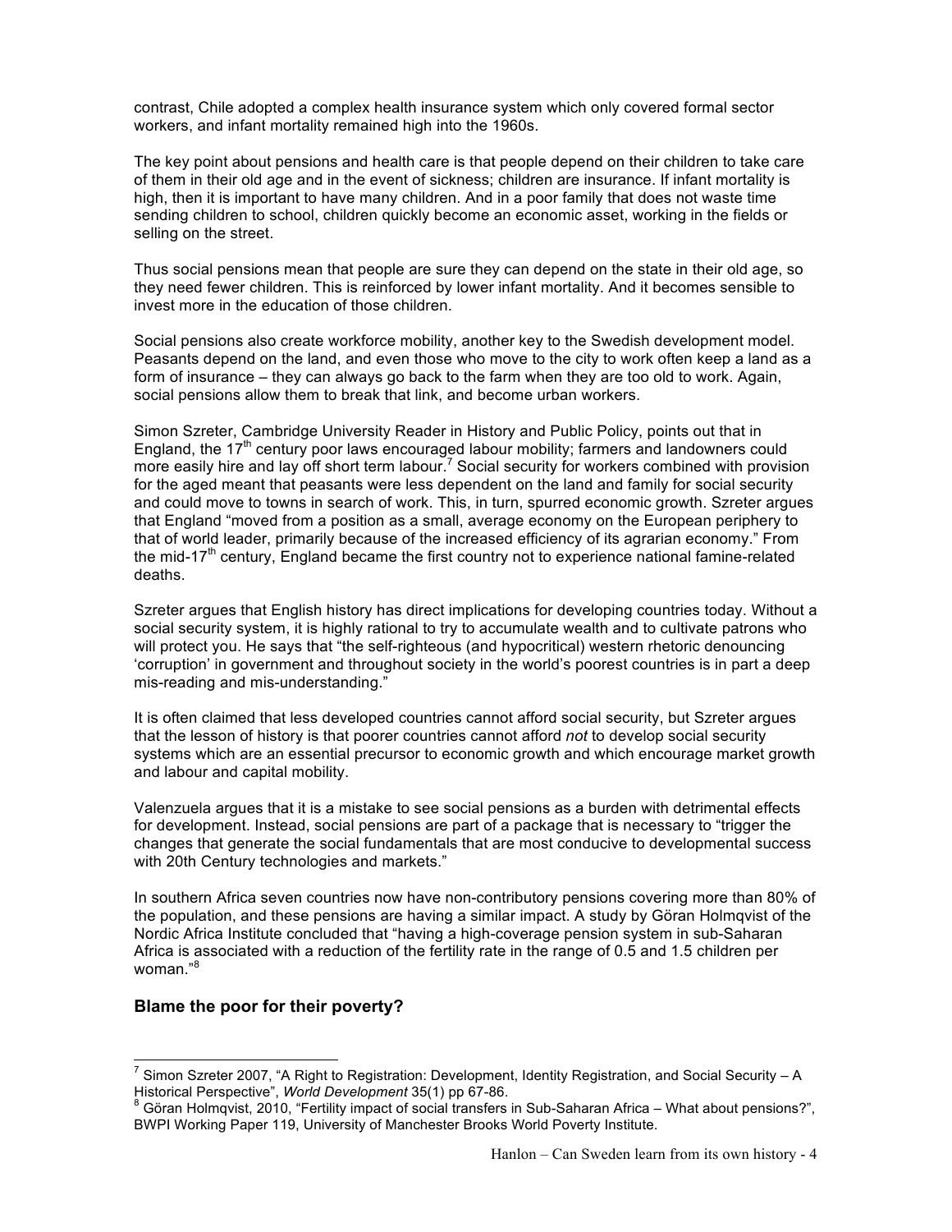contrast, Chile adopted a complex health insurance system which only covered formal sector workers, and infant mortality remained high into the 1960s.

The key point about pensions and health care is that people depend on their children to take care of them in their old age and in the event of sickness; children are insurance. If infant mortality is high, then it is important to have many children. And in a poor family that does not waste time sending children to school, children quickly become an economic asset, working in the fields or selling on the street.

Thus social pensions mean that people are sure they can depend on the state in their old age, so they need fewer children. This is reinforced by lower infant mortality. And it becomes sensible to invest more in the education of those children.

Social pensions also create workforce mobility, another key to the Swedish development model. Peasants depend on the land, and even those who move to the city to work often keep a land as a form of insurance – they can always go back to the farm when they are too old to work. Again, social pensions allow them to break that link, and become urban workers.

Simon Szreter, Cambridge University Reader in History and Public Policy, points out that in England, the 17th century poor laws encouraged labour mobility; farmers and landowners could more easily hire and lay off short term labour.[7] Social security for workers combined with provision for the aged meant that peasants were less dependent on the land and family for social security and could move to towns in search of work. This, in turn, spurred economic growth. Szreter argues that England "moved from a position as a small, average economy on the European periphery to that of world leader, primarily because of the increased efficiency of its agrarian economy." From the mid-17th century, England became the first country not to experience national famine-related deaths.

Szreter argues that English history has direct implications for developing countries today. Without a social security system, it is highly rational to try to accumulate wealth and to cultivate patrons who will protect you. He says that "the self-righteous (and hypocritical) western rhetoric denouncing 'corruption' in government and throughout society in the world's poorest countries is in part a deep mis-reading and mis-understanding."

It is often claimed that less developed countries cannot afford social security, but Szreter argues that the lesson of history is that poorer countries cannot afford *not* to develop social security systems which are an essential precursor to economic growth and which encourage market growth and labour and capital mobility.

Valenzuela argues that it is a mistake to see social pensions as a burden with detrimental effects for development. Instead, social pensions are part of a package that is necessary to "trigger the changes that generate the social fundamentals that are most conducive to developmental success with 20th Century technologies and markets."

In southern Africa seven countries now have non-contributory pensions covering more than 80% of the population, and these pensions are having a similar impact. A study by Göran Holmqvist of the Nordic Africa Institute concluded that "having a high-coverage pension system in sub-Saharan Africa is associated with a reduction of the fertility rate in the range of 0.5 and 1.5 children per woman."[8]

### Blame the poor for their poverty?

---

[7] Simon Szreter 2007, "A Right to Registration: Development, Identity Registration, and Social Security – A Historical Perspective", *World Development* 35(1) pp 67-86.

[8] Göran Holmqvist, 2010, "Fertility impact of social transfers in Sub-Saharan Africa – What about pensions?", BWPI Working Paper 119, University of Manchester Brooks World Poverty Institute.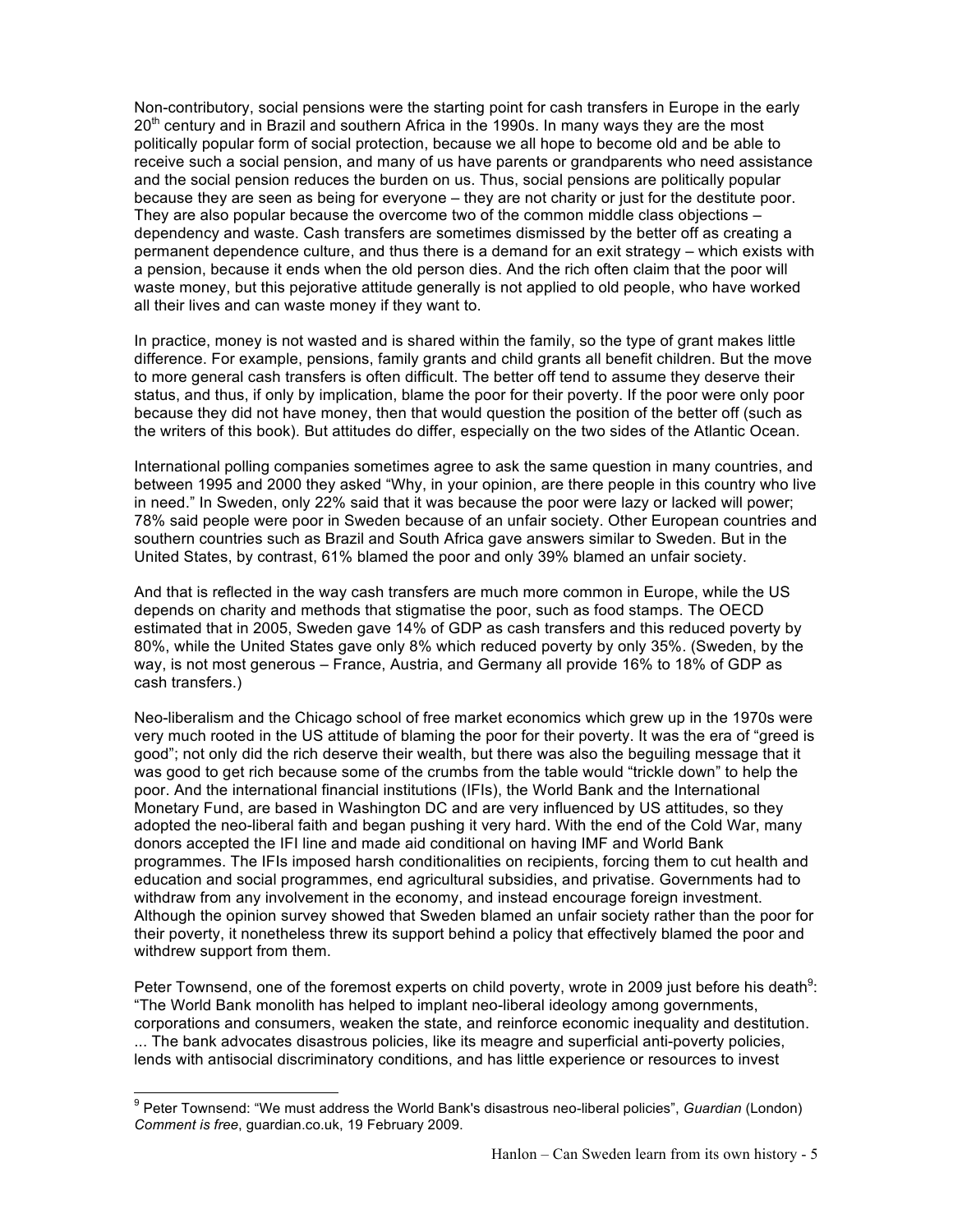Non-contributory, social pensions were the starting point for cash transfers in Europe in the early 20th century and in Brazil and southern Africa in the 1990s. In many ways they are the most politically popular form of social protection, because we all hope to become old and be able to receive such a social pension, and many of us have parents or grandparents who need assistance and the social pension reduces the burden on us. Thus, social pensions are politically popular because they are seen as being for everyone – they are not charity or just for the destitute poor. They are also popular because the overcome two of the common middle class objections – dependency and waste. Cash transfers are sometimes dismissed by the better off as creating a permanent dependence culture, and thus there is a demand for an exit strategy – which exists with a pension, because it ends when the old person dies. And the rich often claim that the poor will waste money, but this pejorative attitude generally is not applied to old people, who have worked all their lives and can waste money if they want to.

In practice, money is not wasted and is shared within the family, so the type of grant makes little difference. For example, pensions, family grants and child grants all benefit children. But the move to more general cash transfers is often difficult. The better off tend to assume they deserve their status, and thus, if only by implication, blame the poor for their poverty. If the poor were only poor because they did not have money, then that would question the position of the better off (such as the writers of this book). But attitudes do differ, especially on the two sides of the Atlantic Ocean.

International polling companies sometimes agree to ask the same question in many countries, and between 1995 and 2000 they asked "Why, in your opinion, are there people in this country who live in need." In Sweden, only 22% said that it was because the poor were lazy or lacked will power; 78% said people were poor in Sweden because of an unfair society. Other European countries and southern countries such as Brazil and South Africa gave answers similar to Sweden. But in the United States, by contrast, 61% blamed the poor and only 39% blamed an unfair society.

And that is reflected in the way cash transfers are much more common in Europe, while the US depends on charity and methods that stigmatise the poor, such as food stamps. The OECD estimated that in 2005, Sweden gave 14% of GDP as cash transfers and this reduced poverty by 80%, while the United States gave only 8% which reduced poverty by only 35%. (Sweden, by the way, is not most generous – France, Austria, and Germany all provide 16% to 18% of GDP as cash transfers.)

Neo-liberalism and the Chicago school of free market economics which grew up in the 1970s were very much rooted in the US attitude of blaming the poor for their poverty. It was the era of "greed is good"; not only did the rich deserve their wealth, but there was also the beguiling message that it was good to get rich because some of the crumbs from the table would "trickle down" to help the poor. And the international financial institutions (IFIs), the World Bank and the International Monetary Fund, are based in Washington DC and are very influenced by US attitudes, so they adopted the neo-liberal faith and began pushing it very hard. With the end of the Cold War, many donors accepted the IFI line and made aid conditional on having IMF and World Bank programmes. The IFIs imposed harsh conditionalities on recipients, forcing them to cut health and education and social programmes, end agricultural subsidies, and privatise. Governments had to withdraw from any involvement in the economy, and instead encourage foreign investment. Although the opinion survey showed that Sweden blamed an unfair society rather than the poor for their poverty, it nonetheless threw its support behind a policy that effectively blamed the poor and withdrew support from them.

Peter Townsend, one of the foremost experts on child poverty, wrote in 2009 just before his death[9]: "The World Bank monolith has helped to implant neo-liberal ideology among governments, corporations and consumers, weaken the state, and reinforce economic inequality and destitution. ... The bank advocates disastrous policies, like its meagre and superficial anti-poverty policies, lends with antisocial discriminatory conditions, and has little experience or resources to invest

[9] Peter Townsend: "We must address the World Bank's disastrous neo-liberal policies", *Guardian* (London) *Comment is free*, guardian.co.uk, 19 February 2009.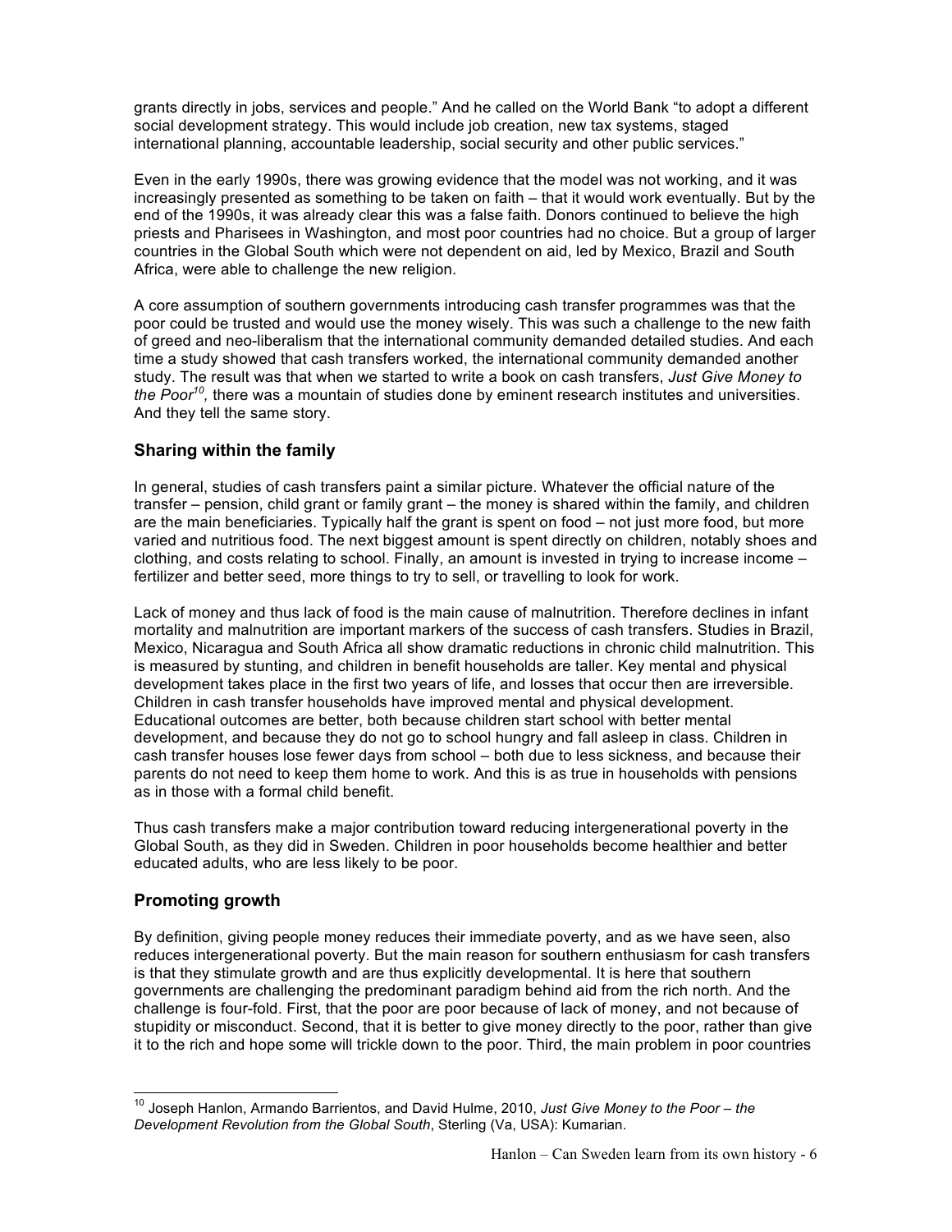grants directly in jobs, services and people." And he called on the World Bank "to adopt a different social development strategy. This would include job creation, new tax systems, staged international planning, accountable leadership, social security and other public services."

Even in the early 1990s, there was growing evidence that the model was not working, and it was increasingly presented as something to be taken on faith – that it would work eventually. But by the end of the 1990s, it was already clear this was a false faith. Donors continued to believe the high priests and Pharisees in Washington, and most poor countries had no choice. But a group of larger countries in the Global South which were not dependent on aid, led by Mexico, Brazil and South Africa, were able to challenge the new religion.

A core assumption of southern governments introducing cash transfer programmes was that the poor could be trusted and would use the money wisely. This was such a challenge to the new faith of greed and neo-liberalism that the international community demanded detailed studies. And each time a study showed that cash transfers worked, the international community demanded another study. The result was that when we started to write a book on cash transfers, *Just Give Money to the Poor*[10], there was a mountain of studies done by eminent research institutes and universities. And they tell the same story.

## Sharing within the family

In general, studies of cash transfers paint a similar picture. Whatever the official nature of the transfer – pension, child grant or family grant – the money is shared within the family, and children are the main beneficiaries. Typically half the grant is spent on food – not just more food, but more varied and nutritious food. The next biggest amount is spent directly on children, notably shoes and clothing, and costs relating to school. Finally, an amount is invested in trying to increase income – fertilizer and better seed, more things to try to sell, or travelling to look for work.

Lack of money and thus lack of food is the main cause of malnutrition. Therefore declines in infant mortality and malnutrition are important markers of the success of cash transfers. Studies in Brazil, Mexico, Nicaragua and South Africa all show dramatic reductions in chronic child malnutrition. This is measured by stunting, and children in benefit households are taller. Key mental and physical development takes place in the first two years of life, and losses that occur then are irreversible. Children in cash transfer households have improved mental and physical development. Educational outcomes are better, both because children start school with better mental development, and because they do not go to school hungry and fall asleep in class. Children in cash transfer houses lose fewer days from school – both due to less sickness, and because their parents do not need to keep them home to work. And this is as true in households with pensions as in those with a formal child benefit.

Thus cash transfers make a major contribution toward reducing intergenerational poverty in the Global South, as they did in Sweden. Children in poor households become healthier and better educated adults, who are less likely to be poor.

## Promoting growth

By definition, giving people money reduces their immediate poverty, and as we have seen, also reduces intergenerational poverty. But the main reason for southern enthusiasm for cash transfers is that they stimulate growth and are thus explicitly developmental. It is here that southern governments are challenging the predominant paradigm behind aid from the rich north. And the challenge is four-fold. First, that the poor are poor because of lack of money, and not because of stupidity or misconduct. Second, that it is better to give money directly to the poor, rather than give it to the rich and hope some will trickle down to the poor. Third, the main problem in poor countries

---

[10] Joseph Hanlon, Armando Barrientos, and David Hulme, 2010, *Just Give Money to the Poor – the Development Revolution from the Global South*, Sterling (Va, USA): Kumarian.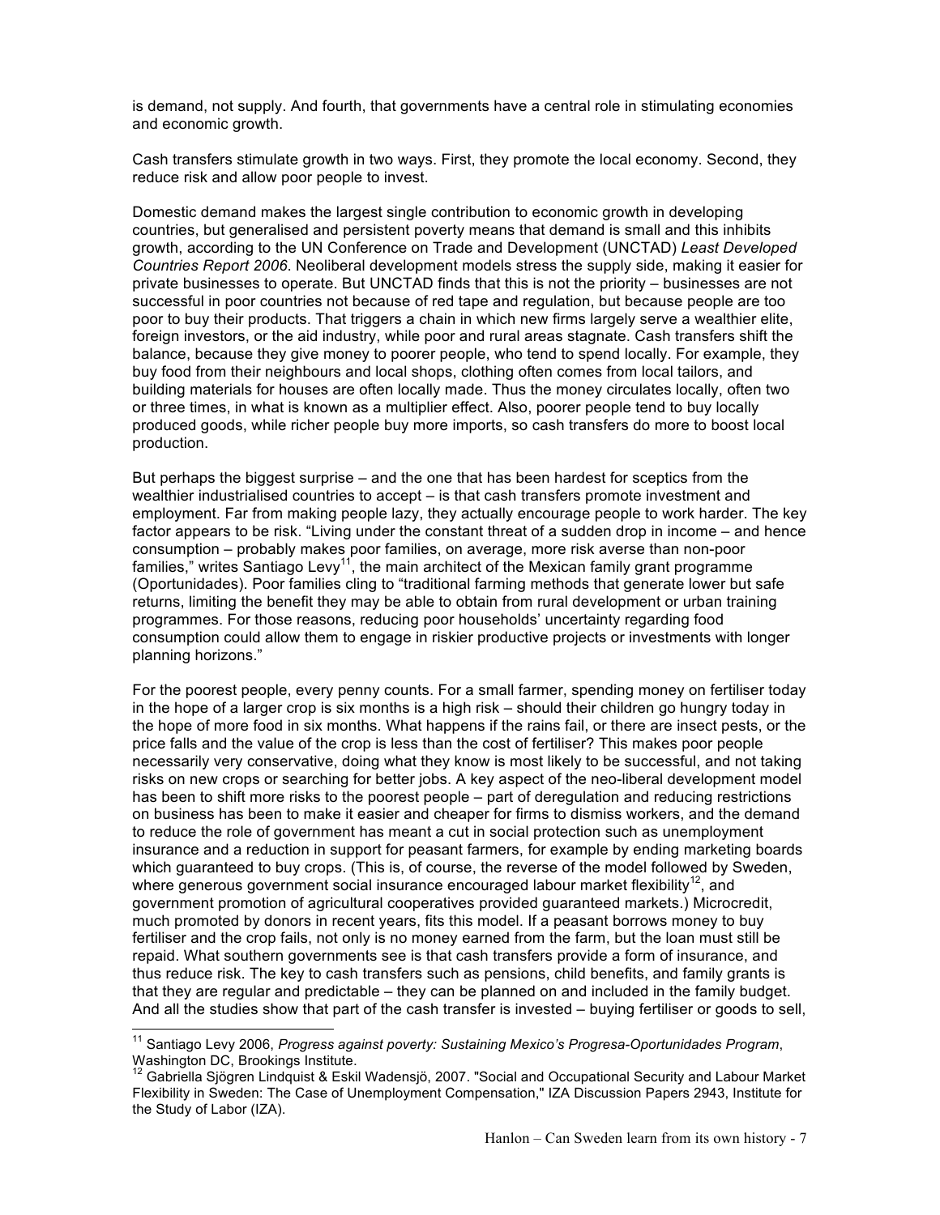is demand, not supply. And fourth, that governments have a central role in stimulating economies and economic growth.

Cash transfers stimulate growth in two ways. First, they promote the local economy. Second, they reduce risk and allow poor people to invest.

Domestic demand makes the largest single contribution to economic growth in developing countries, but generalised and persistent poverty means that demand is small and this inhibits growth, according to the UN Conference on Trade and Development (UNCTAD) *Least Developed Countries Report 2006*. Neoliberal development models stress the supply side, making it easier for private businesses to operate. But UNCTAD finds that this is not the priority – businesses are not successful in poor countries not because of red tape and regulation, but because people are too poor to buy their products. That triggers a chain in which new firms largely serve a wealthier elite, foreign investors, or the aid industry, while poor and rural areas stagnate. Cash transfers shift the balance, because they give money to poorer people, who tend to spend locally. For example, they buy food from their neighbours and local shops, clothing often comes from local tailors, and building materials for houses are often locally made. Thus the money circulates locally, often two or three times, in what is known as a multiplier effect. Also, poorer people tend to buy locally produced goods, while richer people buy more imports, so cash transfers do more to boost local production.

But perhaps the biggest surprise – and the one that has been hardest for sceptics from the wealthier industrialised countries to accept – is that cash transfers promote investment and employment. Far from making people lazy, they actually encourage people to work harder. The key factor appears to be risk. "Living under the constant threat of a sudden drop in income – and hence consumption – probably makes poor families, on average, more risk averse than non-poor families," writes Santiago Levy[11], the main architect of the Mexican family grant programme (Oportunidades). Poor families cling to "traditional farming methods that generate lower but safe returns, limiting the benefit they may be able to obtain from rural development or urban training programmes. For those reasons, reducing poor households' uncertainty regarding food consumption could allow them to engage in riskier productive projects or investments with longer planning horizons."

For the poorest people, every penny counts. For a small farmer, spending money on fertiliser today in the hope of a larger crop is six months is a high risk – should their children go hungry today in the hope of more food in six months. What happens if the rains fail, or there are insect pests, or the price falls and the value of the crop is less than the cost of fertiliser? This makes poor people necessarily very conservative, doing what they know is most likely to be successful, and not taking risks on new crops or searching for better jobs. A key aspect of the neo-liberal development model has been to shift more risks to the poorest people – part of deregulation and reducing restrictions on business has been to make it easier and cheaper for firms to dismiss workers, and the demand to reduce the role of government has meant a cut in social protection such as unemployment insurance and a reduction in support for peasant farmers, for example by ending marketing boards which guaranteed to buy crops. (This is, of course, the reverse of the model followed by Sweden, where generous government social insurance encouraged labour market flexibility[12], and government promotion of agricultural cooperatives provided guaranteed markets.) Microcredit, much promoted by donors in recent years, fits this model. If a peasant borrows money to buy fertiliser and the crop fails, not only is no money earned from the farm, but the loan must still be repaid. What southern governments see is that cash transfers provide a form of insurance, and thus reduce risk. The key to cash transfers such as pensions, child benefits, and family grants is that they are regular and predictable – they can be planned on and included in the family budget. And all the studies show that part of the cash transfer is invested – buying fertiliser or goods to sell,

---

[11] Santiago Levy 2006, *Progress against poverty: Sustaining Mexico's Progresa-Oportunidades Program*, Washington DC, Brookings Institute.

[12] Gabriella Sjögren Lindquist & Eskil Wadensjö, 2007. "Social and Occupational Security and Labour Market Flexibility in Sweden: The Case of Unemployment Compensation," IZA Discussion Papers 2943, Institute for the Study of Labor (IZA).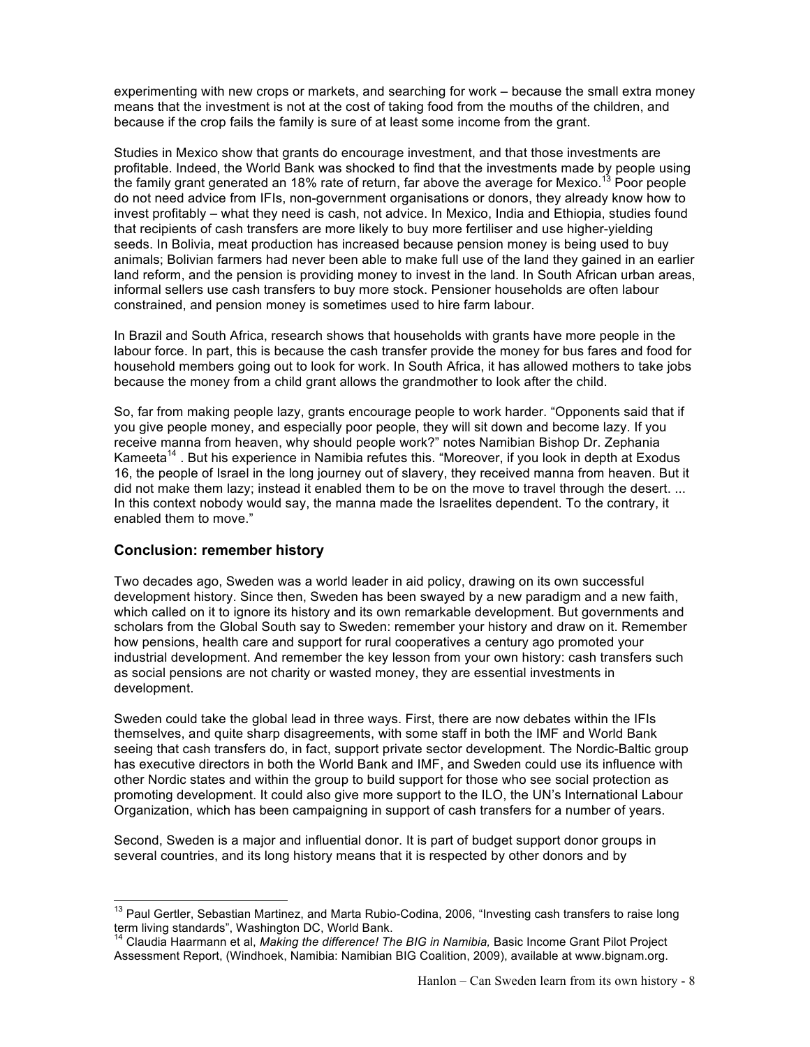experimenting with new crops or markets, and searching for work – because the small extra money means that the investment is not at the cost of taking food from the mouths of the children, and because if the crop fails the family is sure of at least some income from the grant.

Studies in Mexico show that grants do encourage investment, and that those investments are profitable. Indeed, the World Bank was shocked to find that the investments made by people using the family grant generated an 18% rate of return, far above the average for Mexico.[13] Poor people do not need advice from IFIs, non-government organisations or donors, they already know how to invest profitably – what they need is cash, not advice. In Mexico, India and Ethiopia, studies found that recipients of cash transfers are more likely to buy more fertiliser and use higher-yielding seeds. In Bolivia, meat production has increased because pension money is being used to buy animals; Bolivian farmers had never been able to make full use of the land they gained in an earlier land reform, and the pension is providing money to invest in the land. In South African urban areas, informal sellers use cash transfers to buy more stock. Pensioner households are often labour constrained, and pension money is sometimes used to hire farm labour.

In Brazil and South Africa, research shows that households with grants have more people in the labour force. In part, this is because the cash transfer provide the money for bus fares and food for household members going out to look for work. In South Africa, it has allowed mothers to take jobs because the money from a child grant allows the grandmother to look after the child.

So, far from making people lazy, grants encourage people to work harder. "Opponents said that if you give people money, and especially poor people, they will sit down and become lazy. If you receive manna from heaven, why should people work?" notes Namibian Bishop Dr. Zephania Kameeta[14] . But his experience in Namibia refutes this. "Moreover, if you look in depth at Exodus 16, the people of Israel in the long journey out of slavery, they received manna from heaven. But it did not make them lazy; instead it enabled them to be on the move to travel through the desert. ... In this context nobody would say, the manna made the Israelites dependent. To the contrary, it enabled them to move."

## Conclusion: remember history

Two decades ago, Sweden was a world leader in aid policy, drawing on its own successful development history. Since then, Sweden has been swayed by a new paradigm and a new faith, which called on it to ignore its history and its own remarkable development. But governments and scholars from the Global South say to Sweden: remember your history and draw on it. Remember how pensions, health care and support for rural cooperatives a century ago promoted your industrial development. And remember the key lesson from your own history: cash transfers such as social pensions are not charity or wasted money, they are essential investments in development.

Sweden could take the global lead in three ways. First, there are now debates within the IFIs themselves, and quite sharp disagreements, with some staff in both the IMF and World Bank seeing that cash transfers do, in fact, support private sector development. The Nordic-Baltic group has executive directors in both the World Bank and IMF, and Sweden could use its influence with other Nordic states and within the group to build support for those who see social protection as promoting development. It could also give more support to the ILO, the UN's International Labour Organization, which has been campaigning in support of cash transfers for a number of years.

Second, Sweden is a major and influential donor. It is part of budget support donor groups in several countries, and its long history means that it is respected by other donors and by

---

[13] Paul Gertler, Sebastian Martinez, and Marta Rubio-Codina, 2006, "Investing cash transfers to raise long term living standards", Washington DC, World Bank.

[14] Claudia Haarmann et al, *Making the difference! The BIG in Namibia,* Basic Income Grant Pilot Project Assessment Report, (Windhoek, Namibia: Namibian BIG Coalition, 2009), available at www.bignam.org.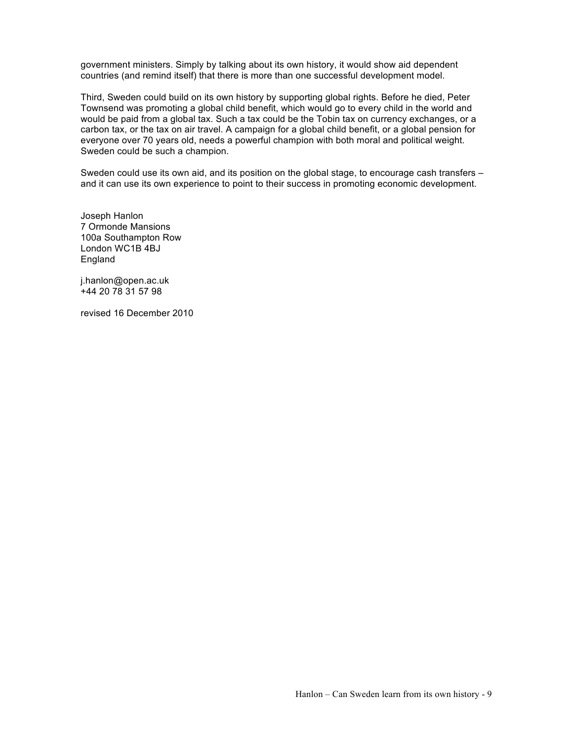government ministers. Simply by talking about its own history, it would show aid dependent countries (and remind itself) that there is more than one successful development model.

Third, Sweden could build on its own history by supporting global rights. Before he died, Peter Townsend was promoting a global child benefit, which would go to every child in the world and would be paid from a global tax. Such a tax could be the Tobin tax on currency exchanges, or a carbon tax, or the tax on air travel. A campaign for a global child benefit, or a global pension for everyone over 70 years old, needs a powerful champion with both moral and political weight. Sweden could be such a champion.

Sweden could use its own aid, and its position on the global stage, to encourage cash transfers – and it can use its own experience to point to their success in promoting economic development.

Joseph Hanlon
7 Ormonde Mansions
100a Southampton Row
London WC1B 4BJ
England

j.hanlon@open.ac.uk
+44 20 78 31 57 98

revised 16 December 2010